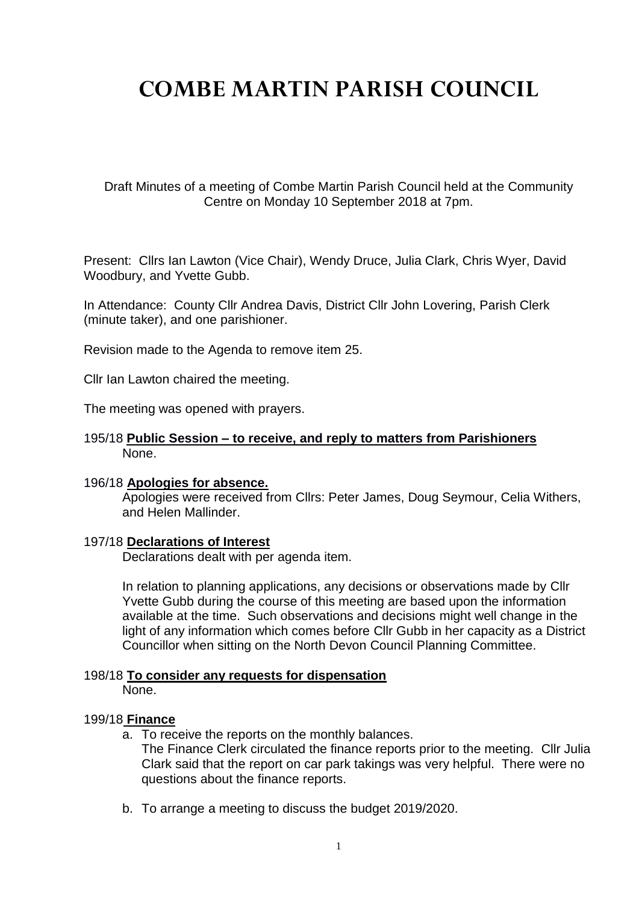# COMBE MARTIN PARISH COUNCIL

Draft Minutes of a meeting of Combe Martin Parish Council held at the Community Centre on Monday 10 September 2018 at 7pm.

Present: Cllrs Ian Lawton (Vice Chair), Wendy Druce, Julia Clark, Chris Wyer, David Woodbury, and Yvette Gubb.

In Attendance: County Cllr Andrea Davis, District Cllr John Lovering, Parish Clerk (minute taker), and one parishioner.

Revision made to the Agenda to remove item 25.

Cllr Ian Lawton chaired the meeting.

The meeting was opened with prayers.

195/18 **Public Session – to receive, and reply to matters from Parishioners**
None.

196/18 **Apologies for absence.**
Apologies were received from Cllrs: Peter James, Doug Seymour, Celia Withers, and Helen Mallinder.

197/18 **Declarations of Interest**
Declarations dealt with per agenda item.

In relation to planning applications, any decisions or observations made by Cllr Yvette Gubb during the course of this meeting are based upon the information available at the time. Such observations and decisions might well change in the light of any information which comes before Cllr Gubb in her capacity as a District Councillor when sitting on the North Devon Council Planning Committee.

198/18 **To consider any requests for dispensation**
None.

199/18 **Finance**

a. To receive the reports on the monthly balances.
The Finance Clerk circulated the finance reports prior to the meeting. Cllr Julia Clark said that the report on car park takings was very helpful. There were no questions about the finance reports.

b. To arrange a meeting to discuss the budget 2019/2020.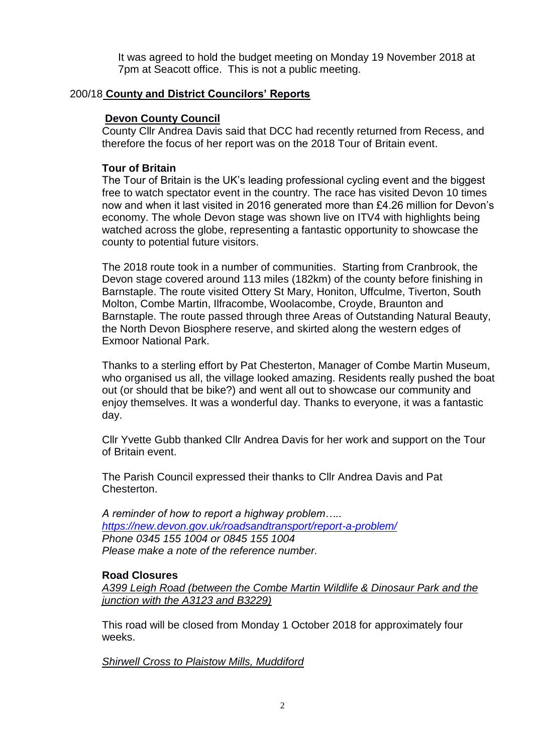It was agreed to hold the budget meeting on Monday 19 November 2018 at 7pm at Seacott office. This is not a public meeting.

## 200/18 **County and District Councilors' Reports**

### **Devon County Council**

County Cllr Andrea Davis said that DCC had recently returned from Recess, and therefore the focus of her report was on the 2018 Tour of Britain event.

**Tour of Britain**

The Tour of Britain is the UK's leading professional cycling event and the biggest free to watch spectator event in the country. The race has visited Devon 10 times now and when it last visited in 2016 generated more than £4.26 million for Devon's economy. The whole Devon stage was shown live on ITV4 with highlights being watched across the globe, representing a fantastic opportunity to showcase the county to potential future visitors.

The 2018 route took in a number of communities. Starting from Cranbrook, the Devon stage covered around 113 miles (182km) of the county before finishing in Barnstaple. The route visited Ottery St Mary, Honiton, Uffculme, Tiverton, South Molton, Combe Martin, Ilfracombe, Woolacombe, Croyde, Braunton and Barnstaple. The route passed through three Areas of Outstanding Natural Beauty, the North Devon Biosphere reserve, and skirted along the western edges of Exmoor National Park.

Thanks to a sterling effort by Pat Chesterton, Manager of Combe Martin Museum, who organised us all, the village looked amazing. Residents really pushed the boat out (or should that be bike?) and went all out to showcase our community and enjoy themselves. It was a wonderful day. Thanks to everyone, it was a fantastic day.

Cllr Yvette Gubb thanked Cllr Andrea Davis for her work and support on the Tour of Britain event.

The Parish Council expressed their thanks to Cllr Andrea Davis and Pat Chesterton.

*A reminder of how to report a highway problem…..*
*https://new.devon.gov.uk/roadsandtransport/report-a-problem/*
*Phone 0345 155 1004 or 0845 155 1004*
*Please make a note of the reference number.*

**Road Closures**

*A399 Leigh Road (between the Combe Martin Wildlife & Dinosaur Park and the junction with the A3123 and B3229)*

This road will be closed from Monday 1 October 2018 for approximately four weeks.

*Shirwell Cross to Plaistow Mills, Muddiford*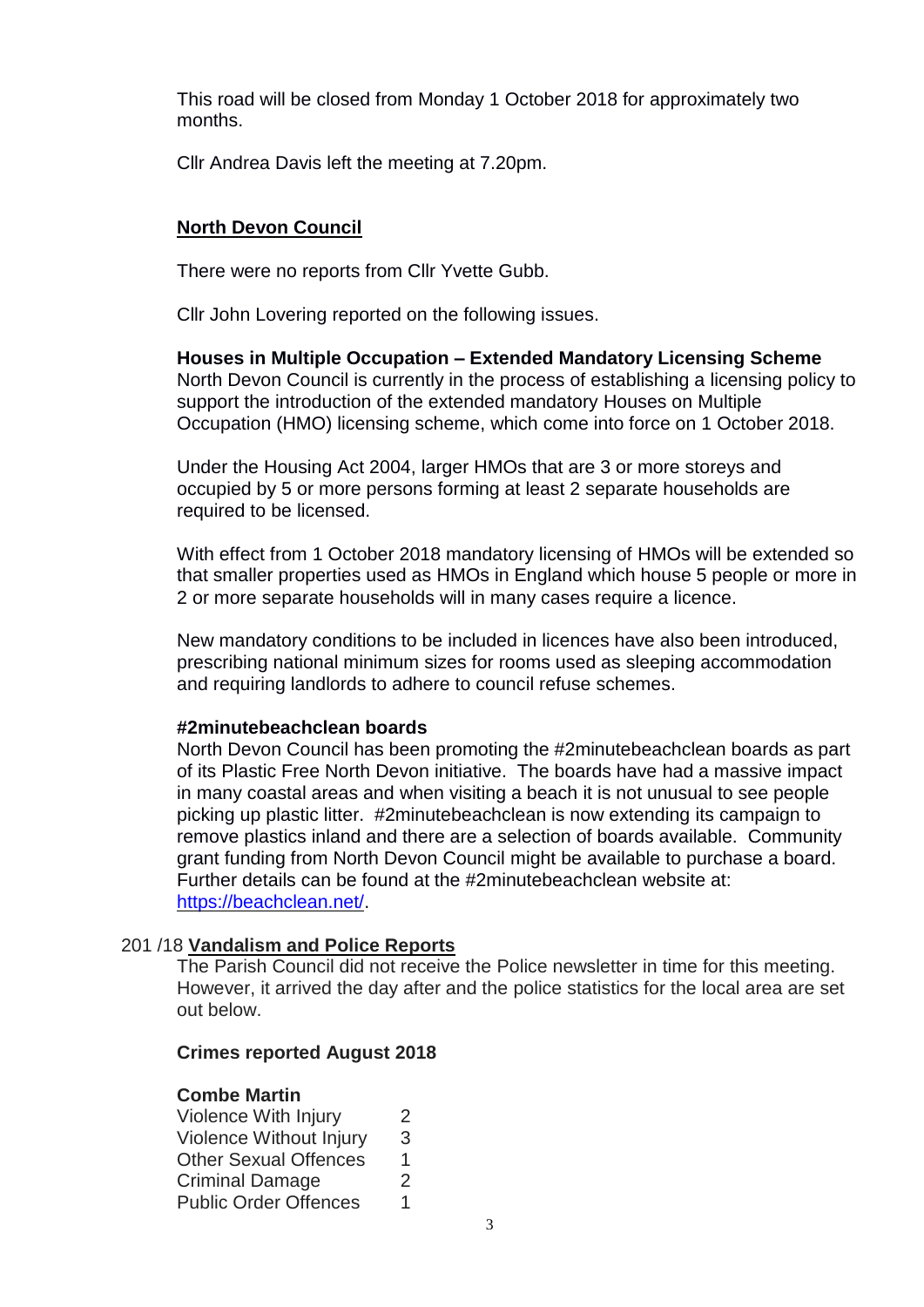This road will be closed from Monday 1 October 2018 for approximately two months.

Cllr Andrea Davis left the meeting at 7.20pm.

**North Devon Council**

There were no reports from Cllr Yvette Gubb.

Cllr John Lovering reported on the following issues.

**Houses in Multiple Occupation – Extended Mandatory Licensing Scheme**
North Devon Council is currently in the process of establishing a licensing policy to support the introduction of the extended mandatory Houses on Multiple Occupation (HMO) licensing scheme, which come into force on 1 October 2018.

Under the Housing Act 2004, larger HMOs that are 3 or more storeys and occupied by 5 or more persons forming at least 2 separate households are required to be licensed.

With effect from 1 October 2018 mandatory licensing of HMOs will be extended so that smaller properties used as HMOs in England which house 5 people or more in 2 or more separate households will in many cases require a licence.

New mandatory conditions to be included in licences have also been introduced, prescribing national minimum sizes for rooms used as sleeping accommodation and requiring landlords to adhere to council refuse schemes.

**#2minutebeachclean boards**
North Devon Council has been promoting the #2minutebeachclean boards as part of its Plastic Free North Devon initiative. The boards have had a massive impact in many coastal areas and when visiting a beach it is not unusual to see people picking up plastic litter. #2minutebeachclean is now extending its campaign to remove plastics inland and there are a selection of boards available. Community grant funding from North Devon Council might be available to purchase a board. Further details can be found at the #2minutebeachclean website at: https://beachclean.net/.

201 /18 **Vandalism and Police Reports**

The Parish Council did not receive the Police newsletter in time for this meeting. However, it arrived the day after and the police statistics for the local area are set out below.

**Crimes reported August 2018**

**Combe Martin**

| | |
|---|---|
| Violence With Injury | 2 |
| Violence Without Injury | 3 |
| Other Sexual Offences | 1 |
| Criminal Damage | 2 |
| Public Order Offences | 1 |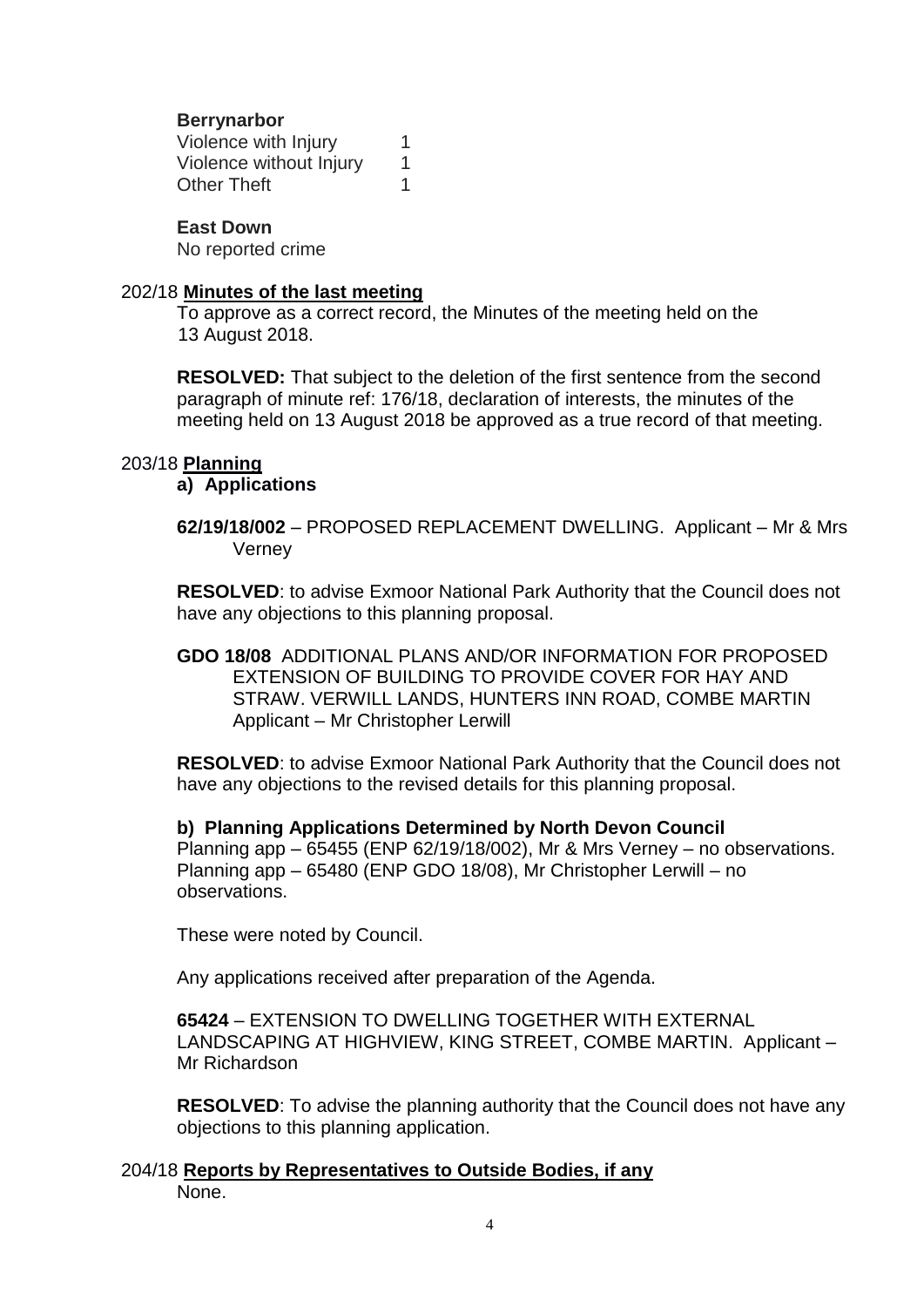**Berrynarbor**

| | |
|---|---|
| Violence with Injury | 1 |
| Violence without Injury | 1 |
| Other Theft | 1 |

**East Down**

No reported crime

202/18 **Minutes of the last meeting**

To approve as a correct record, the Minutes of the meeting held on the 13 August 2018.

**RESOLVED:** That subject to the deletion of the first sentence from the second paragraph of minute ref: 176/18, declaration of interests, the minutes of the meeting held on 13 August 2018 be approved as a true record of that meeting.

203/18 **Planning**

**a) Applications**

**62/19/18/002** – PROPOSED REPLACEMENT DWELLING. Applicant – Mr & Mrs Verney

**RESOLVED**: to advise Exmoor National Park Authority that the Council does not have any objections to this planning proposal.

**GDO 18/08** ADDITIONAL PLANS AND/OR INFORMATION FOR PROPOSED EXTENSION OF BUILDING TO PROVIDE COVER FOR HAY AND STRAW. VERWILL LANDS, HUNTERS INN ROAD, COMBE MARTIN Applicant – Mr Christopher Lerwill

**RESOLVED**: to advise Exmoor National Park Authority that the Council does not have any objections to the revised details for this planning proposal.

**b) Planning Applications Determined by North Devon Council**

Planning app – 65455 (ENP 62/19/18/002), Mr & Mrs Verney – no observations.
Planning app – 65480 (ENP GDO 18/08), Mr Christopher Lerwill – no observations.

These were noted by Council.

Any applications received after preparation of the Agenda.

**65424** – EXTENSION TO DWELLING TOGETHER WITH EXTERNAL LANDSCAPING AT HIGHVIEW, KING STREET, COMBE MARTIN. Applicant – Mr Richardson

**RESOLVED**: To advise the planning authority that the Council does not have any objections to this planning application.

204/18 **Reports by Representatives to Outside Bodies, if any**

None.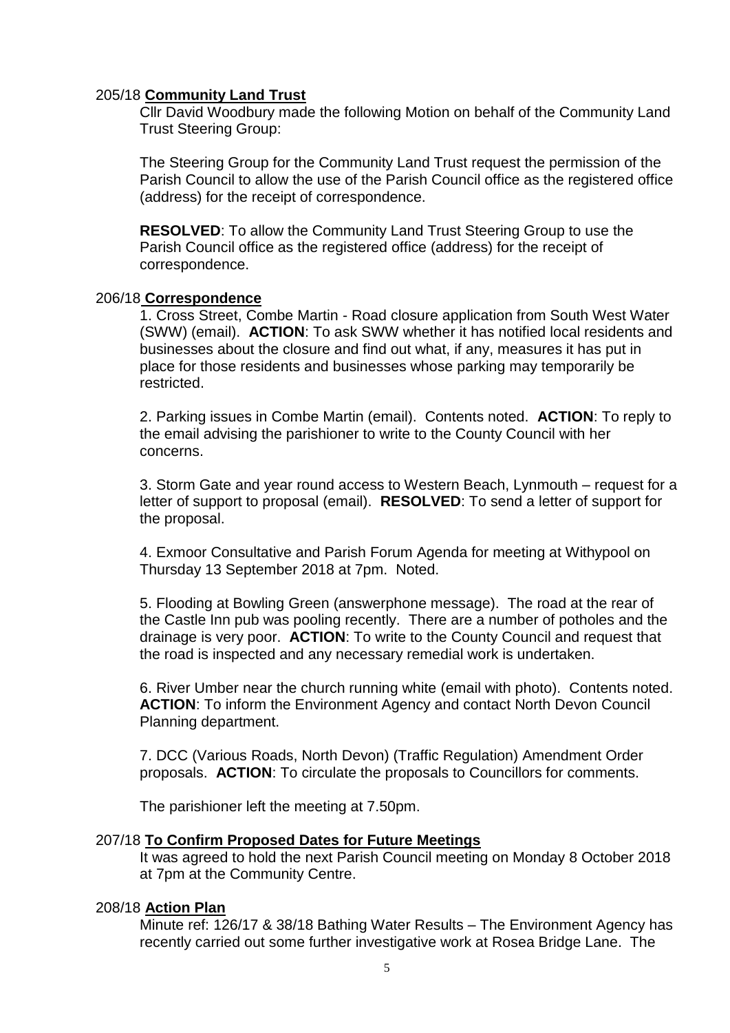205/18 **Community Land Trust**

Cllr David Woodbury made the following Motion on behalf of the Community Land Trust Steering Group:

The Steering Group for the Community Land Trust request the permission of the Parish Council to allow the use of the Parish Council office as the registered office (address) for the receipt of correspondence.

**RESOLVED**: To allow the Community Land Trust Steering Group to use the Parish Council office as the registered office (address) for the receipt of correspondence.

206/18 **Correspondence**

1. Cross Street, Combe Martin - Road closure application from South West Water (SWW) (email). **ACTION**: To ask SWW whether it has notified local residents and businesses about the closure and find out what, if any, measures it has put in place for those residents and businesses whose parking may temporarily be restricted.

2. Parking issues in Combe Martin (email). Contents noted. **ACTION**: To reply to the email advising the parishioner to write to the County Council with her concerns.

3. Storm Gate and year round access to Western Beach, Lynmouth – request for a letter of support to proposal (email). **RESOLVED**: To send a letter of support for the proposal.

4. Exmoor Consultative and Parish Forum Agenda for meeting at Withypool on Thursday 13 September 2018 at 7pm. Noted.

5. Flooding at Bowling Green (answerphone message). The road at the rear of the Castle Inn pub was pooling recently. There are a number of potholes and the drainage is very poor. **ACTION**: To write to the County Council and request that the road is inspected and any necessary remedial work is undertaken.

6. River Umber near the church running white (email with photo). Contents noted. **ACTION**: To inform the Environment Agency and contact North Devon Council Planning department.

7. DCC (Various Roads, North Devon) (Traffic Regulation) Amendment Order proposals. **ACTION**: To circulate the proposals to Councillors for comments.

The parishioner left the meeting at 7.50pm.

207/18 **To Confirm Proposed Dates for Future Meetings**

It was agreed to hold the next Parish Council meeting on Monday 8 October 2018 at 7pm at the Community Centre.

208/18 **Action Plan**

Minute ref: 126/17 & 38/18 Bathing Water Results – The Environment Agency has recently carried out some further investigative work at Rosea Bridge Lane. The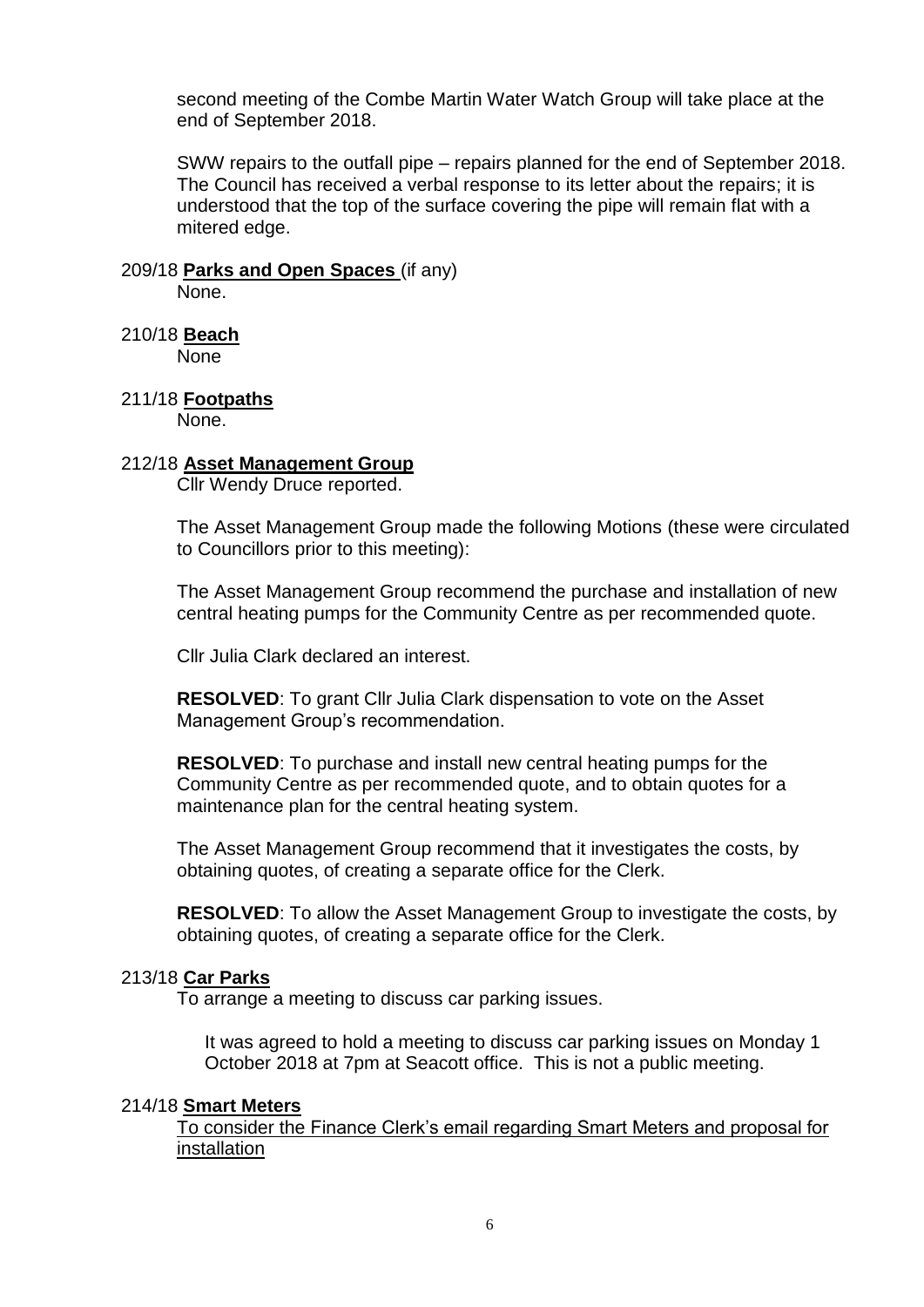second meeting of the Combe Martin Water Watch Group will take place at the end of September 2018.

SWW repairs to the outfall pipe – repairs planned for the end of September 2018. The Council has received a verbal response to its letter about the repairs; it is understood that the top of the surface covering the pipe will remain flat with a mitered edge.

209/18 **Parks and Open Spaces** (if any)

None.

210/18 **Beach**

None

211/18 **Footpaths**

None.

212/18 **Asset Management Group**

Cllr Wendy Druce reported.

The Asset Management Group made the following Motions (these were circulated to Councillors prior to this meeting):

The Asset Management Group recommend the purchase and installation of new central heating pumps for the Community Centre as per recommended quote.

Cllr Julia Clark declared an interest.

**RESOLVED**: To grant Cllr Julia Clark dispensation to vote on the Asset Management Group's recommendation.

**RESOLVED**: To purchase and install new central heating pumps for the Community Centre as per recommended quote, and to obtain quotes for a maintenance plan for the central heating system.

The Asset Management Group recommend that it investigates the costs, by obtaining quotes, of creating a separate office for the Clerk.

**RESOLVED**: To allow the Asset Management Group to investigate the costs, by obtaining quotes, of creating a separate office for the Clerk.

213/18 **Car Parks**

To arrange a meeting to discuss car parking issues.

It was agreed to hold a meeting to discuss car parking issues on Monday 1 October 2018 at 7pm at Seacott office. This is not a public meeting.

214/18 **Smart Meters**

To consider the Finance Clerk's email regarding Smart Meters and proposal for installation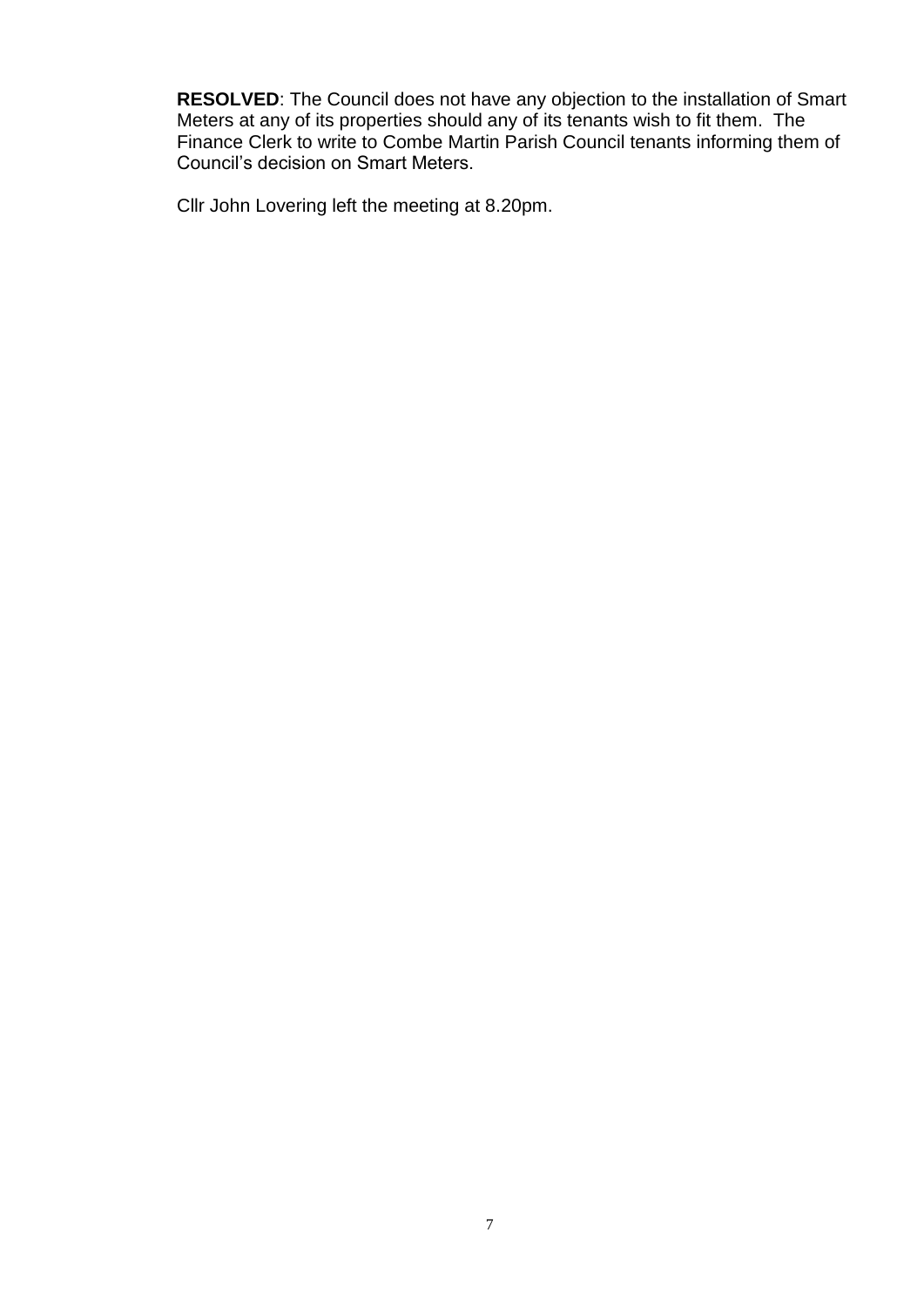**RESOLVED**: The Council does not have any objection to the installation of Smart Meters at any of its properties should any of its tenants wish to fit them. The Finance Clerk to write to Combe Martin Parish Council tenants informing them of Council's decision on Smart Meters.

Cllr John Lovering left the meeting at 8.20pm.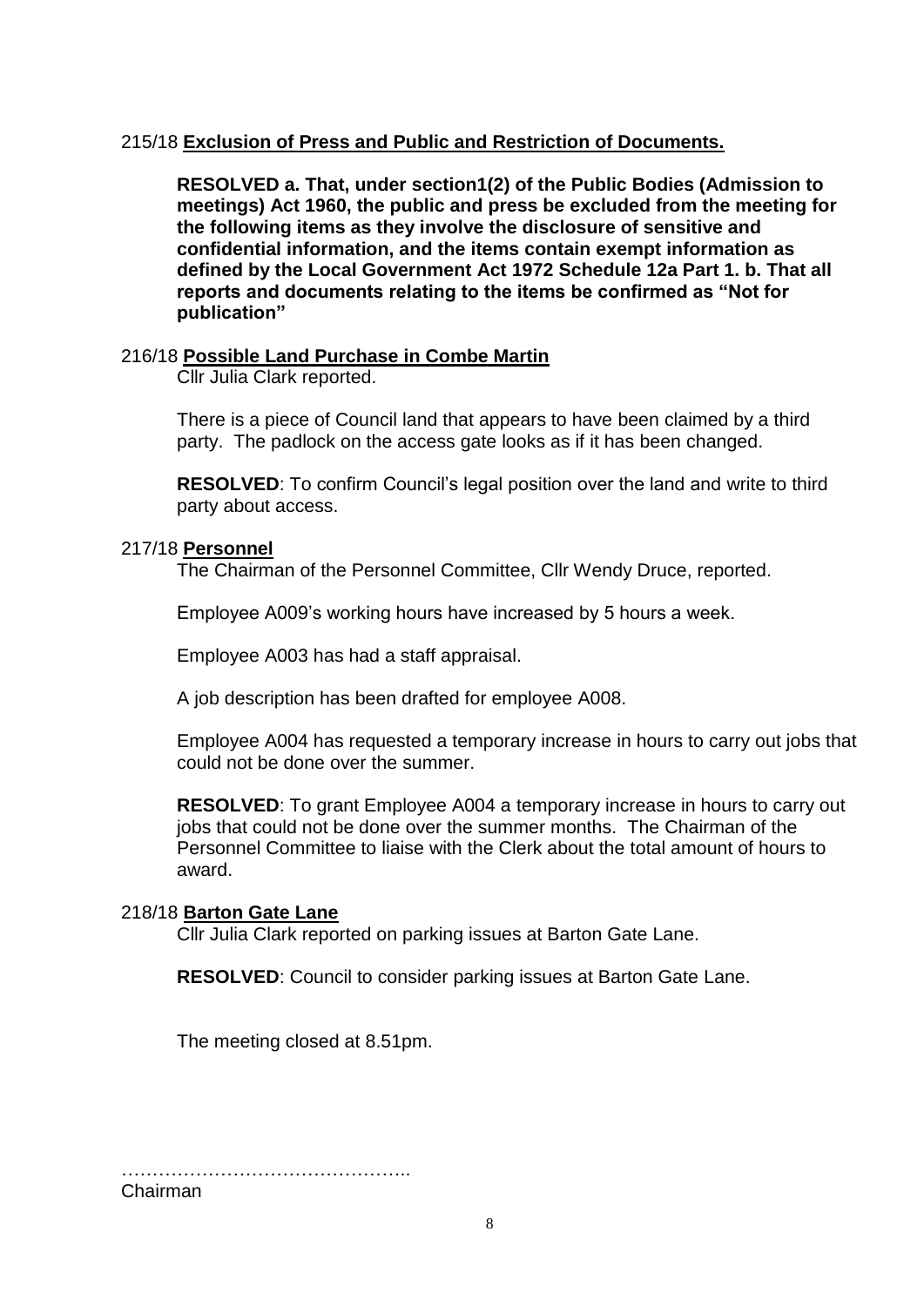215/18 **Exclusion of Press and Public and Restriction of Documents.**

**RESOLVED a. That, under section1(2) of the Public Bodies (Admission to meetings) Act 1960, the public and press be excluded from the meeting for the following items as they involve the disclosure of sensitive and confidential information, and the items contain exempt information as defined by the Local Government Act 1972 Schedule 12a Part 1. b. That all reports and documents relating to the items be confirmed as "Not for publication"**

216/18 **Possible Land Purchase in Combe Martin**

Cllr Julia Clark reported.

There is a piece of Council land that appears to have been claimed by a third party. The padlock on the access gate looks as if it has been changed.

**RESOLVED**: To confirm Council's legal position over the land and write to third party about access.

217/18 **Personnel**

The Chairman of the Personnel Committee, Cllr Wendy Druce, reported.

Employee A009's working hours have increased by 5 hours a week.

Employee A003 has had a staff appraisal.

A job description has been drafted for employee A008.

Employee A004 has requested a temporary increase in hours to carry out jobs that could not be done over the summer.

**RESOLVED**: To grant Employee A004 a temporary increase in hours to carry out jobs that could not be done over the summer months. The Chairman of the Personnel Committee to liaise with the Clerk about the total amount of hours to award.

218/18 **Barton Gate Lane**

Cllr Julia Clark reported on parking issues at Barton Gate Lane.

**RESOLVED**: Council to consider parking issues at Barton Gate Lane.

The meeting closed at 8.51pm.

………………………………………..

Chairman